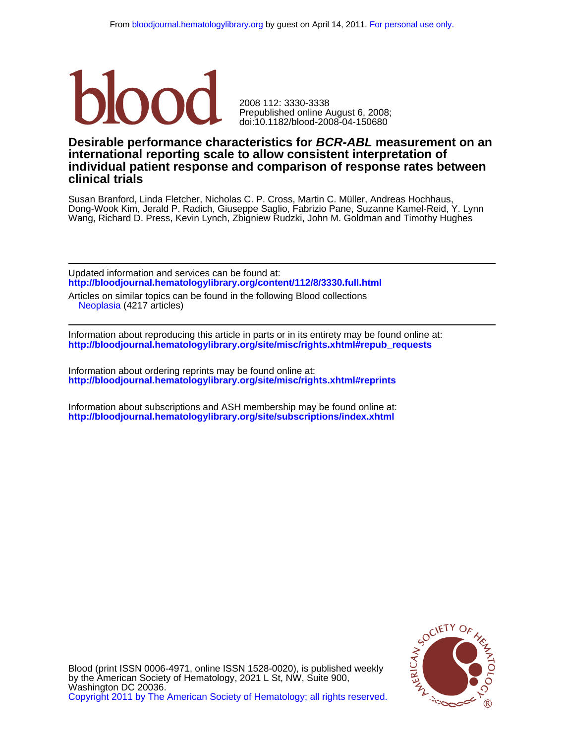From bloodjournal.hematologylibrary.org by guest on April 14, 2011. For personal use only.

blood

2008 112: 3330-3338
Prepublished online August 6, 2008;
doi:10.1182/blood-2008-04-150680

# Desirable performance characteristics for *BCR-ABL* measurement on an international reporting scale to allow consistent interpretation of individual patient response and comparison of response rates between clinical trials

Susan Branford, Linda Fletcher, Nicholas C. P. Cross, Martin C. Müller, Andreas Hochhaus, Dong-Wook Kim, Jerald P. Radich, Giuseppe Saglio, Fabrizio Pane, Suzanne Kamel-Reid, Y. Lynn Wang, Richard D. Press, Kevin Lynch, Zbigniew Rudzki, John M. Goldman and Timothy Hughes

---

Updated information and services can be found at:
**http://bloodjournal.hematologylibrary.org/content/112/8/3330.full.html**

Articles on similar topics can be found in the following Blood collections
Neoplasia (4217 articles)

---

Information about reproducing this article in parts or in its entirety may be found online at:
**http://bloodjournal.hematologylibrary.org/site/misc/rights.xhtml#repub_requests**

Information about ordering reprints may be found online at:
**http://bloodjournal.hematologylibrary.org/site/misc/rights.xhtml#reprints**

Information about subscriptions and ASH membership may be found online at:
**http://bloodjournal.hematologylibrary.org/site/subscriptions/index.xhtml**

Blood (print ISSN 0006-4971, online ISSN 1528-0020), is published weekly by the American Society of Hematology, 2021 L St, NW, Suite 900, Washington DC 20036.
Copyright 2011 by The American Society of Hematology; all rights reserved.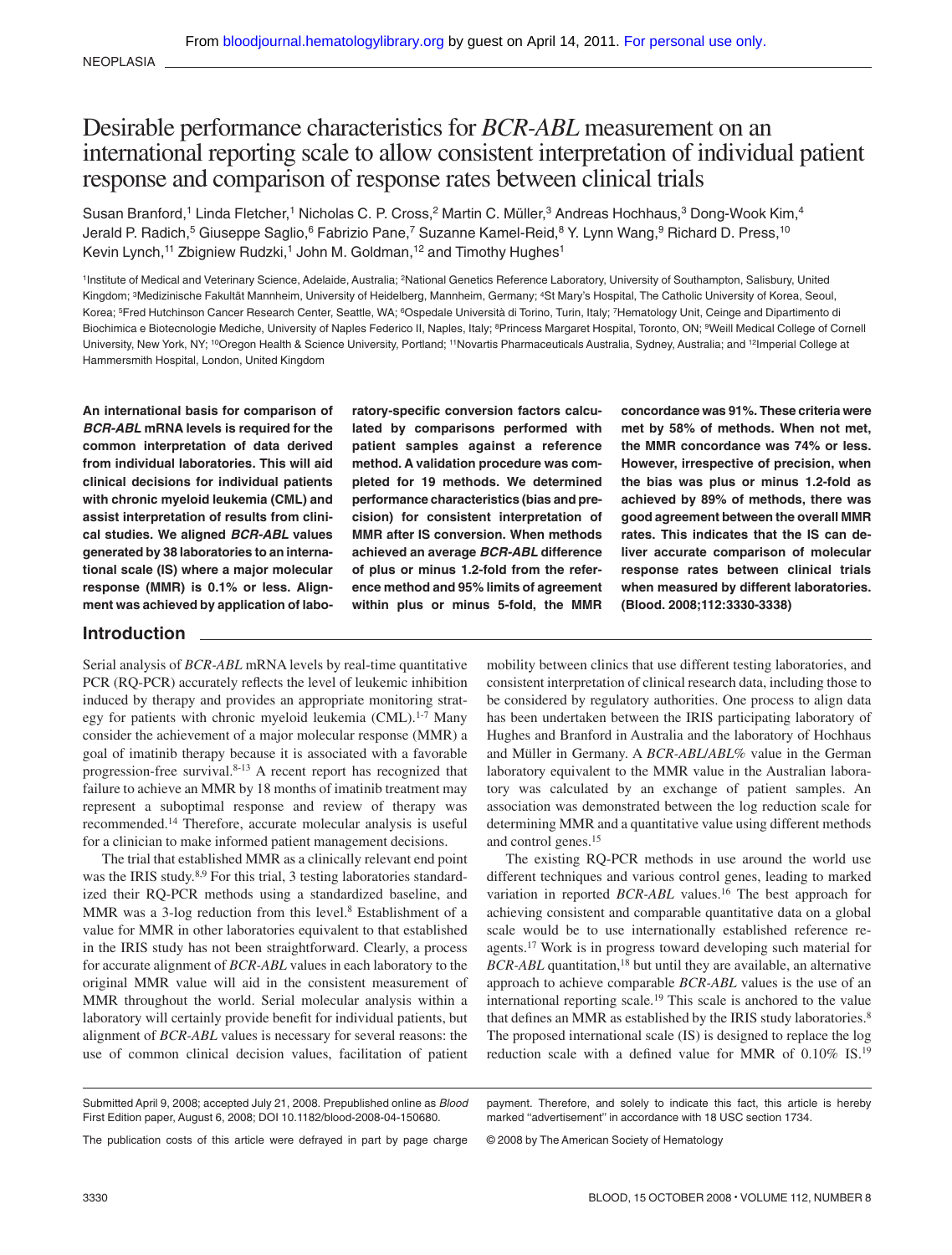NEOPLASIA

# Desirable performance characteristics for *BCR-ABL* measurement on an international reporting scale to allow consistent interpretation of individual patient response and comparison of response rates between clinical trials

Susan Branford,[1] Linda Fletcher,[1] Nicholas C. P. Cross,[2] Martin C. Müller,[3] Andreas Hochhaus,[3] Dong-Wook Kim,[4] Jerald P. Radich,[5] Giuseppe Saglio,[6] Fabrizio Pane,[7] Suzanne Kamel-Reid,[8] Y. Lynn Wang,[9] Richard D. Press,[10] Kevin Lynch,[11] Zbigniew Rudzki,[1] John M. Goldman,[12] and Timothy Hughes[1]

[1]Institute of Medical and Veterinary Science, Adelaide, Australia; [2]National Genetics Reference Laboratory, University of Southampton, Salisbury, United Kingdom; [3]Medizinische Fakultät Mannheim, University of Heidelberg, Mannheim, Germany; [4]St Mary's Hospital, The Catholic University of Korea, Seoul, Korea; [5]Fred Hutchinson Cancer Research Center, Seattle, WA; [6]Ospedale Università di Torino, Turin, Italy; [7]Hematology Unit, Ceinge and Dipartimento di Biochimica e Biotecnologie Mediche, University of Naples Federico II, Naples, Italy; [8]Princess Margaret Hospital, Toronto, ON; [9]Weill Medical College of Cornell University, New York, NY; [10]Oregon Health & Science University, Portland; [11]Novartis Pharmaceuticals Australia, Sydney, Australia; and [12]Imperial College at Hammersmith Hospital, London, United Kingdom

**An international basis for comparison of *BCR-ABL* mRNA levels is required for the common interpretation of data derived from individual laboratories. This will aid clinical decisions for individual patients with chronic myeloid leukemia (CML) and assist interpretation of results from clinical studies. We aligned *BCR-ABL* values generated by 38 laboratories to an international scale (IS) where a major molecular response (MMR) is 0.1% or less. Alignment was achieved by application of laboratory-specific conversion factors calculated by comparisons performed with patient samples against a reference method. A validation procedure was completed for 19 methods. We determined performance characteristics (bias and precision) for consistent interpretation of MMR after IS conversion. When methods achieved an average *BCR-ABL* difference of plus or minus 1.2-fold from the reference method and 95% limits of agreement within plus or minus 5-fold, the MMR concordance was 91%. These criteria were met by 58% of methods. When not met, the MMR concordance was 74% or less. However, irrespective of precision, when the bias was plus or minus 1.2-fold as achieved by 89% of methods, there was good agreement between the overall MMR rates. This indicates that the IS can deliver accurate comparison of molecular response rates between clinical trials when measured by different laboratories. (Blood. 2008;112:3330-3338)**

## Introduction

Serial analysis of *BCR-ABL* mRNA levels by real-time quantitative PCR (RQ-PCR) accurately reflects the level of leukemic inhibition induced by therapy and provides an appropriate monitoring strategy for patients with chronic myeloid leukemia (CML).[1-7] Many consider the achievement of a major molecular response (MMR) a goal of imatinib therapy because it is associated with a favorable progression-free survival.[8-13] A recent report has recognized that failure to achieve an MMR by 18 months of imatinib treatment may represent a suboptimal response and review of therapy was recommended.[14] Therefore, accurate molecular analysis is useful for a clinician to make informed patient management decisions.

The trial that established MMR as a clinically relevant end point was the IRIS study.[8,9] For this trial, 3 testing laboratories standardized their RQ-PCR methods using a standardized baseline, and MMR was a 3-log reduction from this level.[8] Establishment of a value for MMR in other laboratories equivalent to that established in the IRIS study has not been straightforward. Clearly, a process for accurate alignment of *BCR-ABL* values in each laboratory to the original MMR value will aid in the consistent measurement of MMR throughout the world. Serial molecular analysis within a laboratory will certainly provide benefit for individual patients, but alignment of *BCR-ABL* values is necessary for several reasons: the use of common clinical decision values, facilitation of patient mobility between clinics that use different testing laboratories, and consistent interpretation of clinical research data, including those to be considered by regulatory authorities. One process to align data has been undertaken between the IRIS participating laboratory of Hughes and Branford in Australia and the laboratory of Hochhaus and Müller in Germany. A *BCR-ABL/ABL*% value in the German laboratory equivalent to the MMR value in the Australian laboratory was calculated by an exchange of patient samples. An association was demonstrated between the log reduction scale for determining MMR and a quantitative value using different methods and control genes.[15]

The existing RQ-PCR methods in use around the world use different techniques and various control genes, leading to marked variation in reported *BCR-ABL* values.[16] The best approach for achieving consistent and comparable quantitative data on a global scale would be to use internationally established reference reagents.[17] Work is in progress toward developing such material for *BCR-ABL* quantitation,[18] but until they are available, an alternative approach to achieve comparable *BCR-ABL* values is the use of an international reporting scale.[19] This scale is anchored to the value that defines an MMR as established by the IRIS study laboratories.[8] The proposed international scale (IS) is designed to replace the log reduction scale with a defined value for MMR of 0.10% IS.[19]

Submitted April 9, 2008; accepted July 21, 2008. Prepublished online as *Blood* First Edition paper, August 6, 2008; DOI 10.1182/blood-2008-04-150680.

The publication costs of this article were defrayed in part by page charge payment. Therefore, and solely to indicate this fact, this article is hereby marked "advertisement" in accordance with 18 USC section 1734.

© 2008 by The American Society of Hematology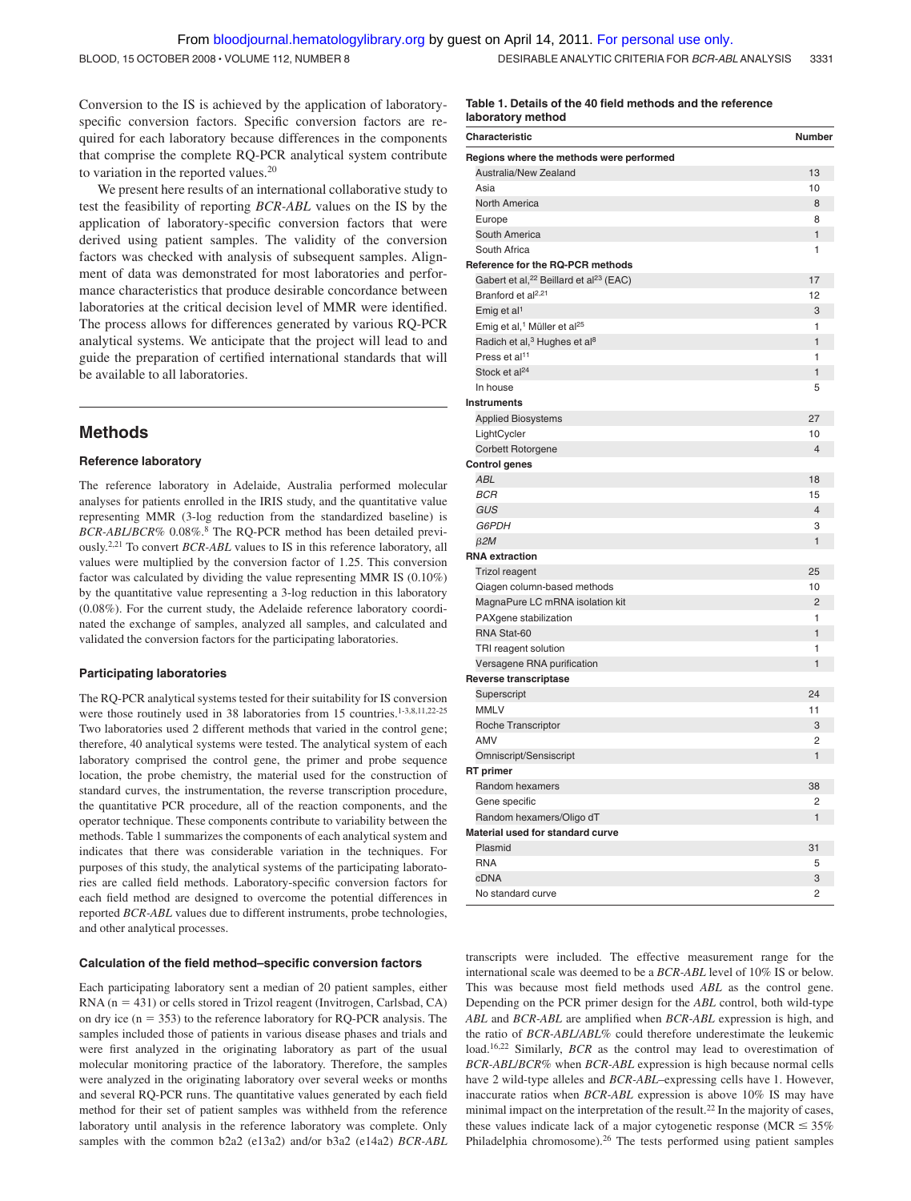Conversion to the IS is achieved by the application of laboratory-specific conversion factors. Specific conversion factors are required for each laboratory because differences in the components that comprise the complete RQ-PCR analytical system contribute to variation in the reported values.[20]

We present here results of an international collaborative study to test the feasibility of reporting *BCR-ABL* values on the IS by the application of laboratory-specific conversion factors that were derived using patient samples. The validity of the conversion factors was checked with analysis of subsequent samples. Alignment of data was demonstrated for most laboratories and performance characteristics that produce desirable concordance between laboratories at the critical decision level of MMR were identified. The process allows for differences generated by various RQ-PCR analytical systems. We anticipate that the project will lead to and guide the preparation of certified international standards that will be available to all laboratories.

## Methods

### Reference laboratory

The reference laboratory in Adelaide, Australia performed molecular analyses for patients enrolled in the IRIS study, and the quantitative value representing MMR (3-log reduction from the standardized baseline) is *BCR-ABL/BCR*% 0.08%.[8] The RQ-PCR method has been detailed previously.[2,21] To convert *BCR-ABL* values to IS in this reference laboratory, all values were multiplied by the conversion factor of 1.25. This conversion factor was calculated by dividing the value representing MMR IS (0.10%) by the quantitative value representing a 3-log reduction in this laboratory (0.08%). For the current study, the Adelaide reference laboratory coordinated the exchange of samples, analyzed all samples, and calculated and validated the conversion factors for the participating laboratories.

### Participating laboratories

The RQ-PCR analytical systems tested for their suitability for IS conversion were those routinely used in 38 laboratories from 15 countries.[1-3,8,11,22-25] Two laboratories used 2 different methods that varied in the control gene; therefore, 40 analytical systems were tested. The analytical system of each laboratory comprised the control gene, the primer and probe sequence location, the probe chemistry, the material used for the construction of standard curves, the instrumentation, the reverse transcription procedure, the quantitative PCR procedure, all of the reaction components, and the operator technique. These components contribute to variability between the methods. Table 1 summarizes the components of each analytical system and indicates that there was considerable variation in the techniques. For purposes of this study, the analytical systems of the participating laboratories are called field methods. Laboratory-specific conversion factors for each field method are designed to overcome the potential differences in reported *BCR-ABL* values due to different instruments, probe technologies, and other analytical processes.

### Calculation of the field method–specific conversion factors

Each participating laboratory sent a median of 20 patient samples, either RNA ($n = 431$) or cells stored in Trizol reagent (Invitrogen, Carlsbad, CA) on dry ice ($n = 353$) to the reference laboratory for RQ-PCR analysis. The samples included those of patients in various disease phases and trials and were first analyzed in the originating laboratory as part of the usual molecular monitoring practice of the laboratory. Therefore, the samples were analyzed in the originating laboratory over several weeks or months and several RQ-PCR runs. The quantitative values generated by each field method for their set of patient samples was withheld from the reference laboratory until analysis in the reference laboratory was complete. Only samples with the common b2a2 (e13a2) and/or b3a2 (e14a2) *BCR-ABL* transcripts were included. The effective measurement range for the international scale was deemed to be a *BCR-ABL* level of 10% IS or below. This was because most field methods used *ABL* as the control gene. Depending on the PCR primer design for the *ABL* control, both wild-type *ABL* and *BCR-ABL* are amplified when *BCR-ABL* expression is high, and the ratio of *BCR-ABL/ABL*% could therefore underestimate the leukemic load.[16,22] Similarly, *BCR* as the control may lead to overestimation of *BCR-ABL/BCR*% when *BCR-ABL* expression is high because normal cells have 2 wild-type alleles and *BCR-ABL*–expressing cells have 1. However, inaccurate ratios when *BCR-ABL* expression is above 10% IS may have minimal impact on the interpretation of the result.[22] In the majority of cases, these values indicate lack of a major cytogenetic response (MCR $\leq$ 35% Philadelphia chromosome).[26] The tests performed using patient samples

**Table 1. Details of the 40 field methods and the reference laboratory method**

| Characteristic | Number |
|---|---|
| **Regions where the methods were performed** | |
| Australia/New Zealand | 13 |
| Asia | 10 |
| North America | 8 |
| Europe | 8 |
| South America | 1 |
| South Africa | 1 |
| **Reference for the RQ-PCR methods** | |
| Gabert et al,[22] Beillard et al[23] (EAC) | 17 |
| Branford et al[2,21] | 12 |
| Emig et al[1] | 3 |
| Emig et al,[1] Müller et al[25] | 1 |
| Radich et al,[3] Hughes et al[8] | 1 |
| Press et al[11] | 1 |
| Stock et al[24] | 1 |
| In house | 5 |
| **Instruments** | |
| Applied Biosystems | 27 |
| LightCycler | 10 |
| Corbett Rotorgene | 4 |
| **Control genes** | |
| *ABL* | 18 |
| *BCR* | 15 |
| *GUS* | 4 |
| *G6PDH* | 3 |
| *β2M* | 1 |
| **RNA extraction** | |
| Trizol reagent | 25 |
| Qiagen column-based methods | 10 |
| MagnaPure LC mRNA isolation kit | 2 |
| PAXgene stabilization | 1 |
| RNA Stat-60 | 1 |
| TRI reagent solution | 1 |
| Versagene RNA purification | 1 |
| **Reverse transcriptase** | |
| Superscript | 24 |
| MMLV | 11 |
| Roche Transcriptor | 3 |
| AMV | 2 |
| Omniscript/Sensiscript | 1 |
| **RT primer** | |
| Random hexamers | 38 |
| Gene specific | 2 |
| Random hexamers/Oligo dT | 1 |
| **Material used for standard curve** | |
| Plasmid | 31 |
| RNA | 5 |
| cDNA | 3 |
| No standard curve | 2 |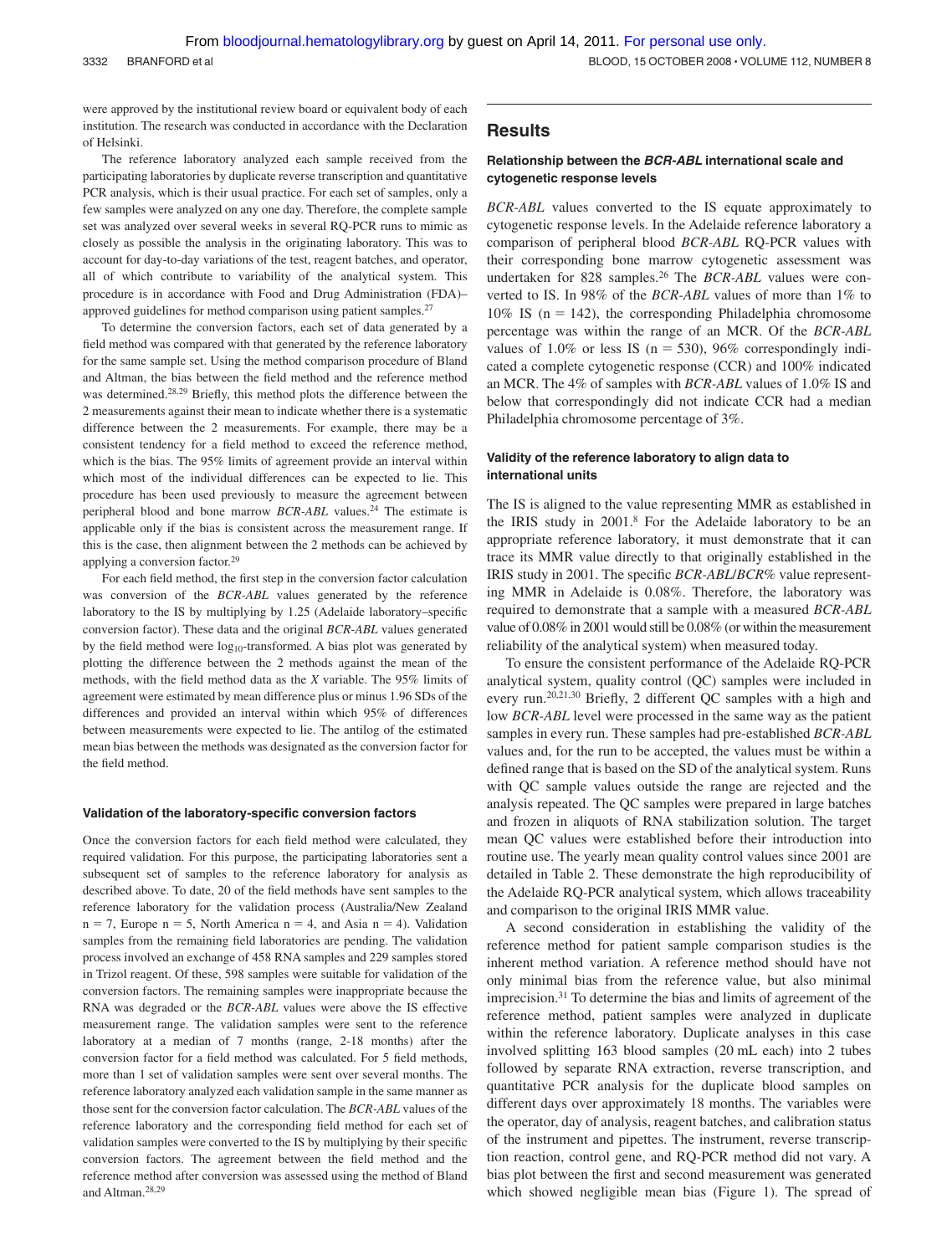were approved by the institutional review board or equivalent body of each institution. The research was conducted in accordance with the Declaration of Helsinki.

The reference laboratory analyzed each sample received from the participating laboratories by duplicate reverse transcription and quantitative PCR analysis, which is their usual practice. For each set of samples, only a few samples were analyzed on any one day. Therefore, the complete sample set was analyzed over several weeks in several RQ-PCR runs to mimic as closely as possible the analysis in the originating laboratory. This was to account for day-to-day variations of the test, reagent batches, and operator, all of which contribute to variability of the analytical system. This procedure is in accordance with Food and Drug Administration (FDA)–approved guidelines for method comparison using patient samples.[27]

To determine the conversion factors, each set of data generated by a field method was compared with that generated by the reference laboratory for the same sample set. Using the method comparison procedure of Bland and Altman, the bias between the field method and the reference method was determined.[28,29] Briefly, this method plots the difference between the 2 measurements against their mean to indicate whether there is a systematic difference between the 2 measurements. For example, there may be a consistent tendency for a field method to exceed the reference method, which is the bias. The 95% limits of agreement provide an interval within which most of the individual differences can be expected to lie. This procedure has been used previously to measure the agreement between peripheral blood and bone marrow *BCR-ABL* values.[24] The estimate is applicable only if the bias is consistent across the measurement range. If this is the case, then alignment between the 2 methods can be achieved by applying a conversion factor.[29]

For each field method, the first step in the conversion factor calculation was conversion of the *BCR-ABL* values generated by the reference laboratory to the IS by multiplying by 1.25 (Adelaide laboratory–specific conversion factor). These data and the original *BCR-ABL* values generated by the field method were $\log_{10}$-transformed. A bias plot was generated by plotting the difference between the 2 methods against the mean of the methods, with the field method data as the *X* variable. The 95% limits of agreement were estimated by mean difference plus or minus 1.96 SDs of the differences and provided an interval within which 95% of differences between measurements were expected to lie. The antilog of the estimated mean bias between the methods was designated as the conversion factor for the field method.

### Validation of the laboratory-specific conversion factors

Once the conversion factors for each field method were calculated, they required validation. For this purpose, the participating laboratories sent a subsequent set of samples to the reference laboratory for analysis as described above. To date, 20 of the field methods have sent samples to the reference laboratory for the validation process (Australia/New Zealand n = 7, Europe n = 5, North America n = 4, and Asia n = 4). Validation samples from the remaining field laboratories are pending. The validation process involved an exchange of 458 RNA samples and 229 samples stored in Trizol reagent. Of these, 598 samples were suitable for validation of the conversion factors. The remaining samples were inappropriate because the RNA was degraded or the *BCR-ABL* values were above the IS effective measurement range. The validation samples were sent to the reference laboratory at a median of 7 months (range, 2-18 months) after the conversion factor for a field method was calculated. For 5 field methods, more than 1 set of validation samples were sent over several months. The reference laboratory analyzed each validation sample in the same manner as those sent for the conversion factor calculation. The *BCR-ABL* values of the reference laboratory and the corresponding field method for each set of validation samples were converted to the IS by multiplying by their specific conversion factors. The agreement between the field method and the reference method after conversion was assessed using the method of Bland and Altman.[28,29]

## Results

### Relationship between the *BCR-ABL* international scale and cytogenetic response levels

*BCR-ABL* values converted to the IS equate approximately to cytogenetic response levels. In the Adelaide reference laboratory a comparison of peripheral blood *BCR-ABL* RQ-PCR values with their corresponding bone marrow cytogenetic assessment was undertaken for 828 samples.[26] The *BCR-ABL* values were converted to IS. In 98% of the *BCR-ABL* values of more than 1% to 10% IS (n = 142), the corresponding Philadelphia chromosome percentage was within the range of an MCR. Of the *BCR-ABL* values of 1.0% or less IS (n = 530), 96% correspondingly indicated a complete cytogenetic response (CCR) and 100% indicated an MCR. The 4% of samples with *BCR-ABL* values of 1.0% IS and below that correspondingly did not indicate CCR had a median Philadelphia chromosome percentage of 3%.

### Validity of the reference laboratory to align data to international units

The IS is aligned to the value representing MMR as established in the IRIS study in 2001.[8] For the Adelaide laboratory to be an appropriate reference laboratory, it must demonstrate that it can trace its MMR value directly to that originally established in the IRIS study in 2001. The specific *BCR-ABL/BCR*% value representing MMR in Adelaide is 0.08%. Therefore, the laboratory was required to demonstrate that a sample with a measured *BCR-ABL* value of 0.08% in 2001 would still be 0.08% (or within the measurement reliability of the analytical system) when measured today.

To ensure the consistent performance of the Adelaide RQ-PCR analytical system, quality control (QC) samples were included in every run.[20,21,30] Briefly, 2 different QC samples with a high and low *BCR-ABL* level were processed in the same way as the patient samples in every run. These samples had pre-established *BCR-ABL* values and, for the run to be accepted, the values must be within a defined range that is based on the SD of the analytical system. Runs with QC sample values outside the range are rejected and the analysis repeated. The QC samples were prepared in large batches and frozen in aliquots of RNA stabilization solution. The target mean QC values were established before their introduction into routine use. The yearly mean quality control values since 2001 are detailed in Table 2. These demonstrate the high reproducibility of the Adelaide RQ-PCR analytical system, which allows traceability and comparison to the original IRIS MMR value.

A second consideration in establishing the validity of the reference method for patient sample comparison studies is the inherent method variation. A reference method should have not only minimal bias from the reference value, but also minimal imprecision.[31] To determine the bias and limits of agreement of the reference method, patient samples were analyzed in duplicate within the reference laboratory. Duplicate analyses in this case involved splitting 163 blood samples (20 mL each) into 2 tubes followed by separate RNA extraction, reverse transcription, and quantitative PCR analysis for the duplicate blood samples on different days over approximately 18 months. The variables were the operator, day of analysis, reagent batches, and calibration status of the instrument and pipettes. The instrument, reverse transcription reaction, control gene, and RQ-PCR method did not vary. A bias plot between the first and second measurement was generated which showed negligible mean bias (Figure 1). The spread of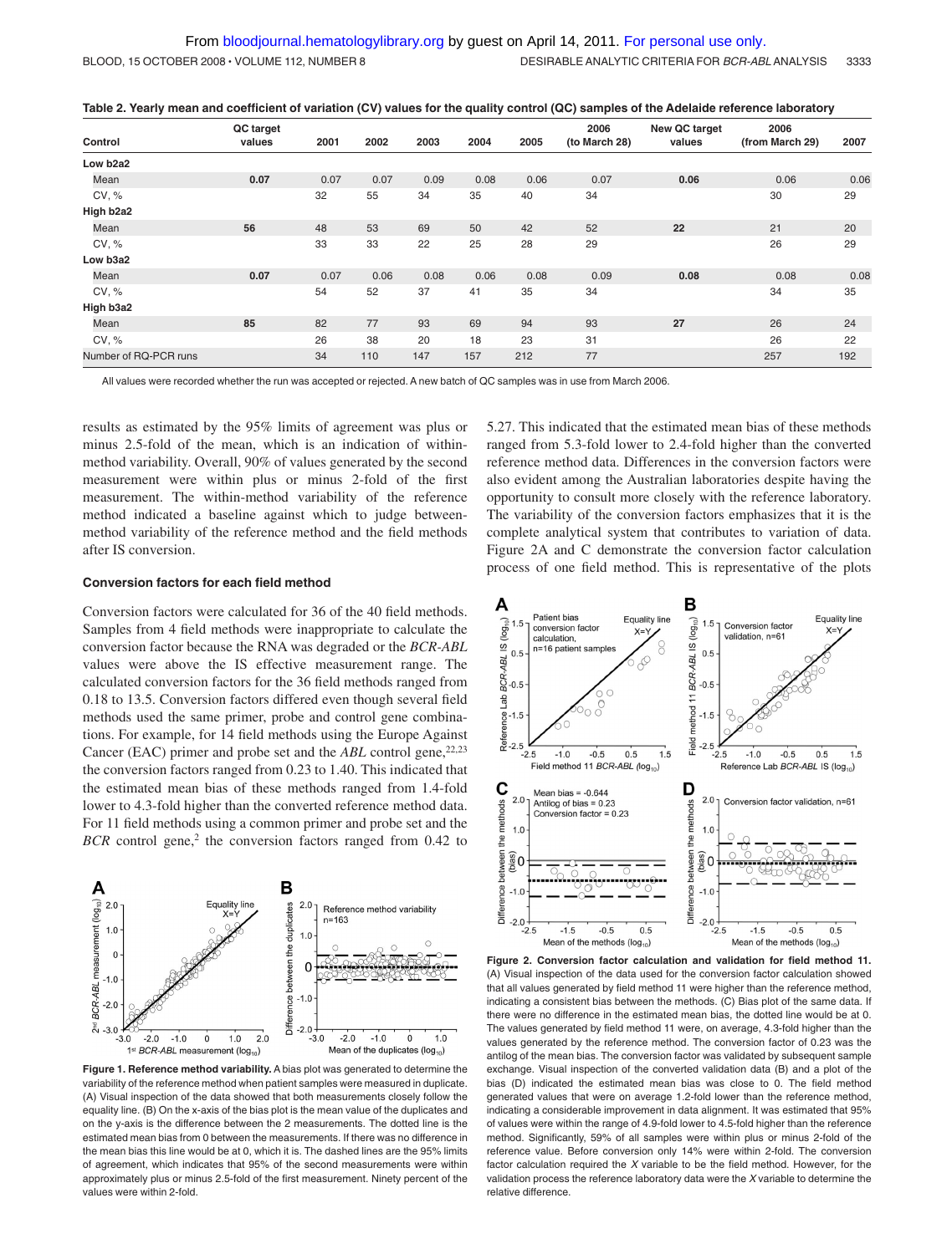**Table 2. Yearly mean and coefficient of variation (CV) values for the quality control (QC) samples of the Adelaide reference laboratory**

| Control | QC target values | 2001 | 2002 | 2003 | 2004 | 2005 | 2006 (to March 28) | New QC target values | 2006 (from March 29) | 2007 |
|---|---|---|---|---|---|---|---|---|---|---|
| Low b2a2 | | | | | | | | | | |
| Mean | **0.07** | 0.07 | 0.07 | 0.09 | 0.08 | 0.06 | 0.07 | **0.06** | 0.06 | 0.06 |
| CV, % | | 32 | 55 | 34 | 35 | 40 | 34 | | 30 | 29 |
| High b2a2 | | | | | | | | | | |
| Mean | **56** | 48 | 53 | 69 | 50 | 42 | 52 | **22** | 21 | 20 |
| CV, % | | 33 | 33 | 22 | 25 | 28 | 29 | | 26 | 29 |
| Low b3a2 | | | | | | | | | | |
| Mean | **0.07** | 0.07 | 0.06 | 0.08 | 0.06 | 0.08 | 0.09 | **0.08** | 0.08 | 0.08 |
| CV, % | | 54 | 52 | 37 | 41 | 35 | 34 | | 34 | 35 |
| High b3a2 | | | | | | | | | | |
| Mean | **85** | 82 | 77 | 93 | 69 | 94 | 93 | **27** | 26 | 24 |
| CV, % | | 26 | 38 | 20 | 18 | 23 | 31 | | 26 | 22 |
| Number of RQ-PCR runs | | 34 | 110 | 147 | 157 | 212 | 77 | | 257 | 192 |

All values were recorded whether the run was accepted or rejected. A new batch of QC samples was in use from March 2006.

results as estimated by the 95% limits of agreement was plus or minus 2.5-fold of the mean, which is an indication of within-method variability. Overall, 90% of values generated by the second measurement were within plus or minus 2-fold of the first measurement. The within-method variability of the reference method indicated a baseline against which to judge between-method variability of the reference method and the field methods after IS conversion.

### Conversion factors for each field method

Conversion factors were calculated for 36 of the 40 field methods. Samples from 4 field methods were inappropriate to calculate the conversion factor because the RNA was degraded or the *BCR-ABL* values were above the IS effective measurement range. The calculated conversion factors for the 36 field methods ranged from 0.18 to 13.5. Conversion factors differed even though several field methods used the same primer, probe and control gene combinations. For example, for 14 field methods using the Europe Against Cancer (EAC) primer and probe set and the *ABL* control gene,[22,23] the conversion factors ranged from 0.23 to 1.40. This indicated that the estimated mean bias of these methods ranged from 1.4-fold lower to 4.3-fold higher than the converted reference method data. For 11 field methods using a common primer and probe set and the *BCR* control gene,[2] the conversion factors ranged from 0.42 to 5.27. This indicated that the estimated mean bias of these methods ranged from 5.3-fold lower to 2.4-fold higher than the converted reference method data. Differences in the conversion factors were also evident among the Australian laboratories despite having the opportunity to consult more closely with the reference laboratory. The variability of the conversion factors emphasizes that it is the complete analytical system that contributes to variation of data. Figure 2A and C demonstrate the conversion factor calculation process of one field method. This is representative of the plots

A
Equality line
X=Y
2nd BCR-ABL measurement (log10)
1st BCR-ABL measurement (log10)

B
Reference method variability
n=163
Difference between the duplicates
Mean of the duplicates (log10)

**Figure 1. Reference method variability.** A bias plot was generated to determine the variability of the reference method when patient samples were measured in duplicate. (A) Visual inspection of the data showed that both measurements closely follow the equality line. (B) On the x-axis of the bias plot is the mean value of the duplicates and on the y-axis is the difference between the 2 measurements. The dotted line is the estimated mean bias from 0 between the measurements. If there was no difference in the mean bias this line would be at 0, which it is. The dashed lines are the 95% limits of agreement, which indicates that 95% of the second measurements were within approximately plus or minus 2.5-fold of the first measurement. Ninety percent of the values were within 2-fold.

A
Patient bias conversion factor calculation, n=16 patient samples
Equality line X=Y
Reference Lab BCR-ABL IS (log10)
Field method 11 BCR-ABL (log10)

B
Conversion factor validation, n=61
Equality line X=Y
Field method 11 BCR-ABL IS (log10)
Reference Lab BCR-ABL IS (log10)

C
Mean bias = -0.644
Antilog of bias = 0.23
Conversion factor = 0.23
Difference between the methods (bias)
Mean of the methods (log10)

D
Conversion factor validation, n=61
Difference between the methods (bias)
Mean of the methods (log10)

**Figure 2. Conversion factor calculation and validation for field method 11.** (A) Visual inspection of the data used for the conversion factor calculation showed that all values generated by field method 11 were higher than the reference method, indicating a consistent bias between the methods. (C) Bias plot of the same data. If there were no difference in the estimated mean bias, the dotted line would be at 0. The values generated by field method 11 were, on average, 4.3-fold higher than the values generated by the reference method. The conversion factor of 0.23 was the antilog of the mean bias. The conversion factor was validated by subsequent sample exchange. Visual inspection of the converted validation data (B) and a plot of the bias (D) indicated the estimated mean bias was close to 0. The field method generated values that were on average 1.2-fold lower than the reference method, indicating a considerable improvement in data alignment. It was estimated that 95% of values were within the range of 4.9-fold lower to 4.5-fold higher than the reference method. Significantly, 59% of all samples were within plus or minus 2-fold of the reference value. Before conversion only 14% were within 2-fold. The conversion factor calculation required the *X* variable to be the field method. However, for the validation process the reference laboratory data were the *X* variable to determine the relative difference.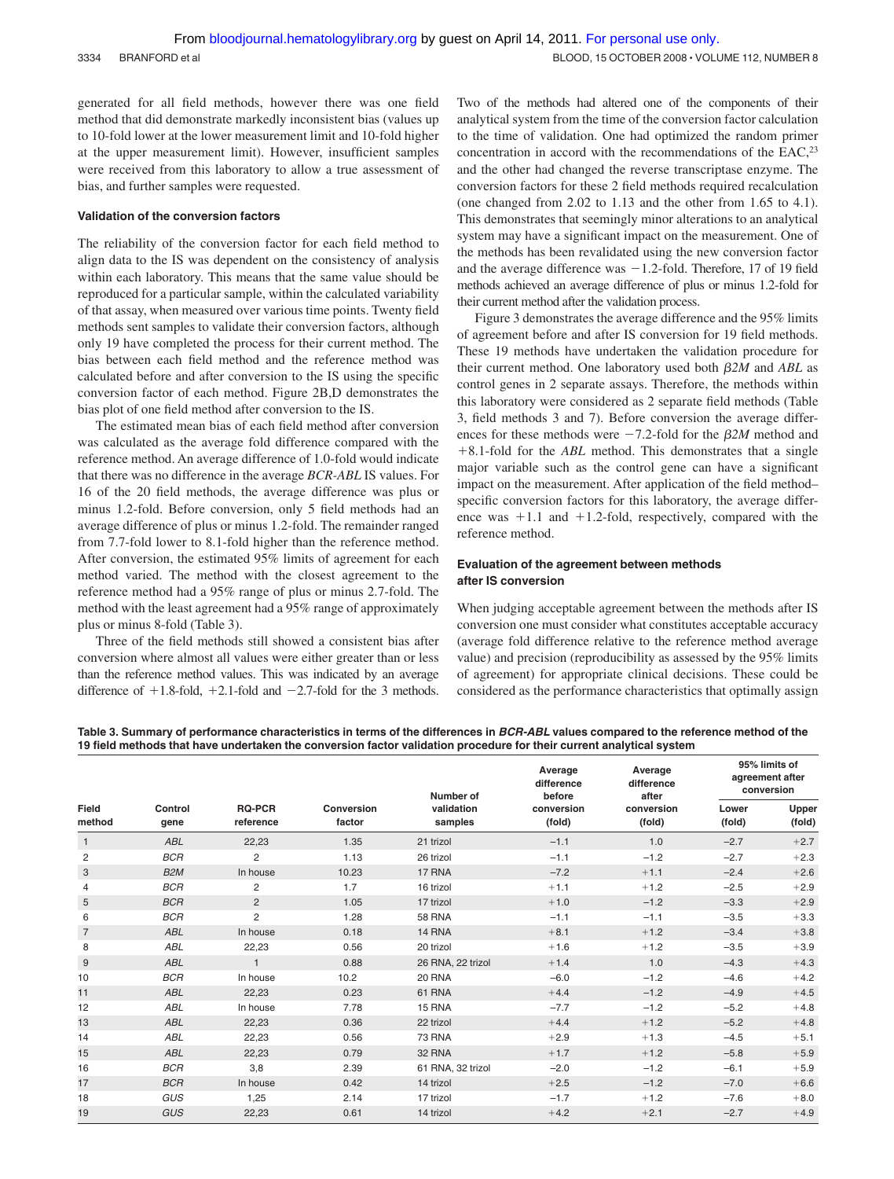generated for all field methods, however there was one field method that did demonstrate markedly inconsistent bias (values up to 10-fold lower at the lower measurement limit and 10-fold higher at the upper measurement limit). However, insufficient samples were received from this laboratory to allow a true assessment of bias, and further samples were requested.

### Validation of the conversion factors

The reliability of the conversion factor for each field method to align data to the IS was dependent on the consistency of analysis within each laboratory. This means that the same value should be reproduced for a particular sample, within the calculated variability of that assay, when measured over various time points. Twenty field methods sent samples to validate their conversion factors, although only 19 have completed the process for their current method. The bias between each field method and the reference method was calculated before and after conversion to the IS using the specific conversion factor of each method. Figure 2B,D demonstrates the bias plot of one field method after conversion to the IS.

The estimated mean bias of each field method after conversion was calculated as the average fold difference compared with the reference method. An average difference of 1.0-fold would indicate that there was no difference in the average *BCR-ABL* IS values. For 16 of the 20 field methods, the average difference was plus or minus 1.2-fold. Before conversion, only 5 field methods had an average difference of plus or minus 1.2-fold. The remainder ranged from 7.7-fold lower to 8.1-fold higher than the reference method. After conversion, the estimated 95% limits of agreement for each method varied. The method with the closest agreement to the reference method had a 95% range of plus or minus 2.7-fold. The method with the least agreement had a 95% range of approximately plus or minus 8-fold (Table 3).

Three of the field methods still showed a consistent bias after conversion where almost all values were either greater than or less than the reference method values. This was indicated by an average difference of +1.8-fold, +2.1-fold and −2.7-fold for the 3 methods. Two of the methods had altered one of the components of their analytical system from the time of the conversion factor calculation to the time of validation. One had optimized the random primer concentration in accord with the recommendations of the EAC,[23] and the other had changed the reverse transcriptase enzyme. The conversion factors for these 2 field methods required recalculation (one changed from 2.02 to 1.13 and the other from 1.65 to 4.1). This demonstrates that seemingly minor alterations to an analytical system may have a significant impact on the measurement. One of the methods has been revalidated using the new conversion factor and the average difference was −1.2-fold. Therefore, 17 of 19 field methods achieved an average difference of plus or minus 1.2-fold for their current method after the validation process.

Figure 3 demonstrates the average difference and the 95% limits of agreement before and after IS conversion for 19 field methods. These 19 methods have undertaken the validation procedure for their current method. One laboratory used both *β2M* and *ABL* as control genes in 2 separate assays. Therefore, the methods within this laboratory were considered as 2 separate field methods (Table 3, field methods 3 and 7). Before conversion the average differences for these methods were −7.2-fold for the *β2M* method and +8.1-fold for the *ABL* method. This demonstrates that a single major variable such as the control gene can have a significant impact on the measurement. After application of the field method–specific conversion factors for this laboratory, the average difference was +1.1 and +1.2-fold, respectively, compared with the reference method.

### Evaluation of the agreement between methods after IS conversion

When judging acceptable agreement between the methods after IS conversion one must consider what constitutes acceptable accuracy (average fold difference relative to the reference method average value) and precision (reproducibility as assessed by the 95% limits of agreement) for appropriate clinical decisions. These could be considered as the performance characteristics that optimally assign

**Table 3. Summary of performance characteristics in terms of the differences in *BCR-ABL* values compared to the reference method of the 19 field methods that have undertaken the conversion factor validation procedure for their current analytical system**

| Field method | Control gene | RQ-PCR reference | Conversion factor | Number of validation samples | Average difference before conversion (fold) | Average difference after conversion (fold) | 95% limits of agreement after conversion | |
|---|---|---|---|---|---|---|---|---|
| | | | | | | | Lower (fold) | Upper (fold) |
| 1 | *ABL* | 22,23 | 1.35 | 21 trizol | −1.1 | 1.0 | −2.7 | +2.7 |
| 2 | *BCR* | 2 | 1.13 | 26 trizol | −1.1 | −1.2 | −2.7 | +2.3 |
| 3 | *B2M* | In house | 10.23 | 17 RNA | −7.2 | +1.1 | −2.4 | +2.6 |
| 4 | *BCR* | 2 | 1.7 | 16 trizol | +1.1 | +1.2 | −2.5 | +2.9 |
| 5 | *BCR* | 2 | 1.05 | 17 trizol | +1.0 | −1.2 | −3.3 | +2.9 |
| 6 | *BCR* | 2 | 1.28 | 58 RNA | −1.1 | −1.1 | −3.5 | +3.3 |
| 7 | *ABL* | In house | 0.18 | 14 RNA | +8.1 | +1.2 | −3.4 | +3.8 |
| 8 | *ABL* | 22,23 | 0.56 | 20 trizol | +1.6 | +1.2 | −3.5 | +3.9 |
| 9 | *ABL* | 1 | 0.88 | 26 RNA, 22 trizol | +1.4 | 1.0 | −4.3 | +4.3 |
| 10 | *BCR* | In house | 10.2 | 20 RNA | −6.0 | −1.2 | −4.6 | +4.2 |
| 11 | *ABL* | 22,23 | 0.23 | 61 RNA | +4.4 | −1.2 | −4.9 | +4.5 |
| 12 | *ABL* | In house | 7.78 | 15 RNA | −7.7 | −1.2 | −5.2 | +4.8 |
| 13 | *ABL* | 22,23 | 0.36 | 22 trizol | +4.4 | +1.2 | −5.2 | +4.8 |
| 14 | *ABL* | 22,23 | 0.56 | 73 RNA | +2.9 | +1.3 | −4.5 | +5.1 |
| 15 | *ABL* | 22,23 | 0.79 | 32 RNA | +1.7 | +1.2 | −5.8 | +5.9 |
| 16 | *BCR* | 3,8 | 2.39 | 61 RNA, 32 trizol | −2.0 | −1.2 | −6.1 | +5.9 |
| 17 | *BCR* | In house | 0.42 | 14 trizol | +2.5 | −1.2 | −7.0 | +6.6 |
| 18 | *GUS* | 1,25 | 2.14 | 17 trizol | −1.7 | +1.2 | −7.6 | +8.0 |
| 19 | *GUS* | 22,23 | 0.61 | 14 trizol | +4.2 | +2.1 | −2.7 | +4.9 |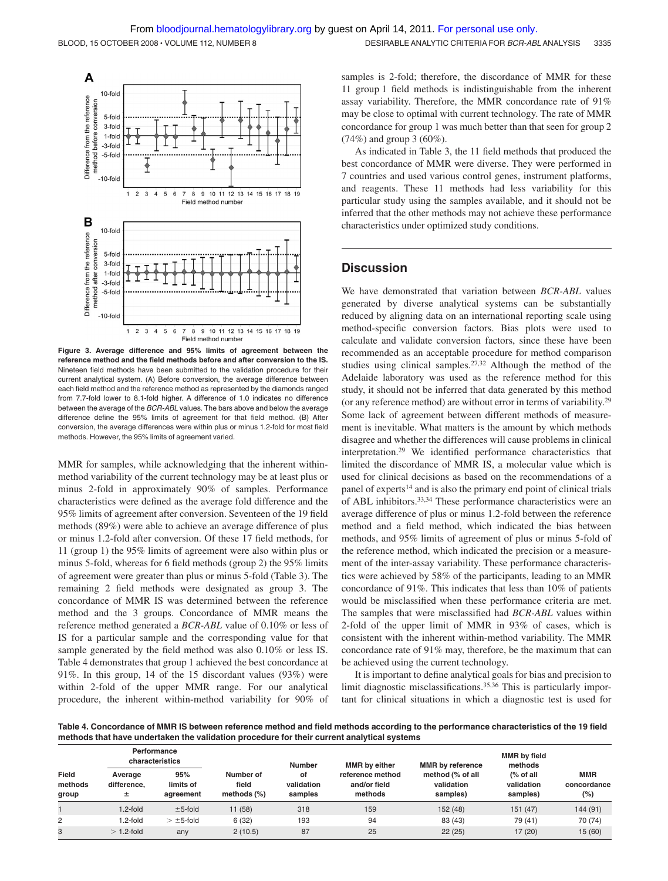A

Difference from the reference method before conversion

10-fold
5-fold
3-fold
1-fold
-3-fold
-5-fold
-10-fold

1 2 3 4 5 6 7 8 9 10 11 12 13 14 15 16 17 18 19

Field method number

B

Difference from the reference method after conversion

10-fold
5-fold
3-fold
1-fold
-3-fold
-5-fold
-10-fold

1 2 3 4 5 6 7 8 9 10 11 12 13 14 15 16 17 18 19

Field method number

**Figure 3. Average difference and 95% limits of agreement between the reference method and the field methods before and after conversion to the IS.** Nineteen field methods have been submitted to the validation procedure for their current analytical system. (A) Before conversion, the average difference between each field method and the reference method as represented by the diamonds ranged from 7.7-fold lower to 8.1-fold higher. A difference of 1.0 indicates no difference between the average of the *BCR-ABL* values. The bars above and below the average difference define the 95% limits of agreement for that field method. (B) After conversion, the average differences were within plus or minus 1.2-fold for most field methods. However, the 95% limits of agreement varied.

MMR for samples, while acknowledging that the inherent within-method variability of the current technology may be at least plus or minus 2-fold in approximately 90% of samples. Performance characteristics were defined as the average fold difference and the 95% limits of agreement after conversion. Seventeen of the 19 field methods (89%) were able to achieve an average difference of plus or minus 1.2-fold after conversion. Of these 17 field methods, for 11 (group 1) the 95% limits of agreement were also within plus or minus 5-fold, whereas for 6 field methods (group 2) the 95% limits of agreement were greater than plus or minus 5-fold (Table 3). The remaining 2 field methods were designated as group 3. The concordance of MMR IS was determined between the reference method and the 3 groups. Concordance of MMR means the reference method generated a *BCR-ABL* value of 0.10% or less of IS for a particular sample and the corresponding value for that sample generated by the field method was also 0.10% or less IS. Table 4 demonstrates that group 1 achieved the best concordance at 91%. In this group, 14 of the 15 discordant values (93%) were within 2-fold of the upper MMR range. For our analytical procedure, the inherent within-method variability for 90% of samples is 2-fold; therefore, the discordance of MMR for these 11 group 1 field methods is indistinguishable from the inherent assay variability. Therefore, the MMR concordance rate of 91% may be close to optimal with current technology. The rate of MMR concordance for group 1 was much better than that seen for group 2 (74%) and group 3 (60%).

As indicated in Table 3, the 11 field methods that produced the best concordance of MMR were diverse. They were performed in 7 countries and used various control genes, instrument platforms, and reagents. These 11 methods had less variability for this particular study using the samples available, and it should not be inferred that the other methods may not achieve these performance characteristics under optimized study conditions.

## Discussion

We have demonstrated that variation between *BCR-ABL* values generated by diverse analytical systems can be substantially reduced by aligning data on an international reporting scale using method-specific conversion factors. Bias plots were used to calculate and validate conversion factors, since these have been recommended as an acceptable procedure for method comparison studies using clinical samples.[27,32] Although the method of the Adelaide laboratory was used as the reference method for this study, it should not be inferred that data generated by this method (or any reference method) are without error in terms of variability.[29] Some lack of agreement between different methods of measurement is inevitable. What matters is the amount by which methods disagree and whether the differences will cause problems in clinical interpretation.[29] We identified performance characteristics that limited the discordance of MMR IS, a molecular value which is used for clinical decisions as based on the recommendations of a panel of experts[14] and is also the primary end point of clinical trials of ABL inhibitors.[33,34] These performance characteristics were an average difference of plus or minus 1.2-fold between the reference method and a field method, which indicated the bias between methods, and 95% limits of agreement of plus or minus 5-fold of the reference method, which indicated the precision or a measurement of the inter-assay variability. These performance characteristics were achieved by 58% of the participants, leading to an MMR concordance of 91%. This indicates that less than 10% of patients would be misclassified when these performance criteria are met. The samples that were misclassified had *BCR-ABL* values within 2-fold of the upper limit of MMR in 93% of cases, which is consistent with the inherent within-method variability. The MMR concordance rate of 91% may, therefore, be the maximum that can be achieved using the current technology.

It is important to define analytical goals for bias and precision to limit diagnostic misclassifications.[35,36] This is particularly important for clinical situations in which a diagnostic test is used for

**Table 4. Concordance of MMR IS between reference method and field methods according to the performance characteristics of the 19 field methods that have undertaken the validation procedure for their current analytical systems**

| Field methods group | Performance characteristics: Average difference, ± | Performance characteristics: 95% limits of agreement | Number of field methods (%) | Number of validation samples | MMR by either reference method and/or field methods | MMR by reference method (% of all validation samples) | MMR by field methods (% of all validation samples) | MMR concordance (%) |
|---|---|---|---|---|---|---|---|---|
| 1 | 1.2-fold | ±5-fold | 11 (58) | 318 | 159 | 152 (48) | 151 (47) | 144 (91) |
| 2 | 1.2-fold | > ±5-fold | 6 (32) | 193 | 94 | 83 (43) | 79 (41) | 70 (74) |
| 3 | > 1.2-fold | any | 2 (10.5) | 87 | 25 | 22 (25) | 17 (20) | 15 (60) |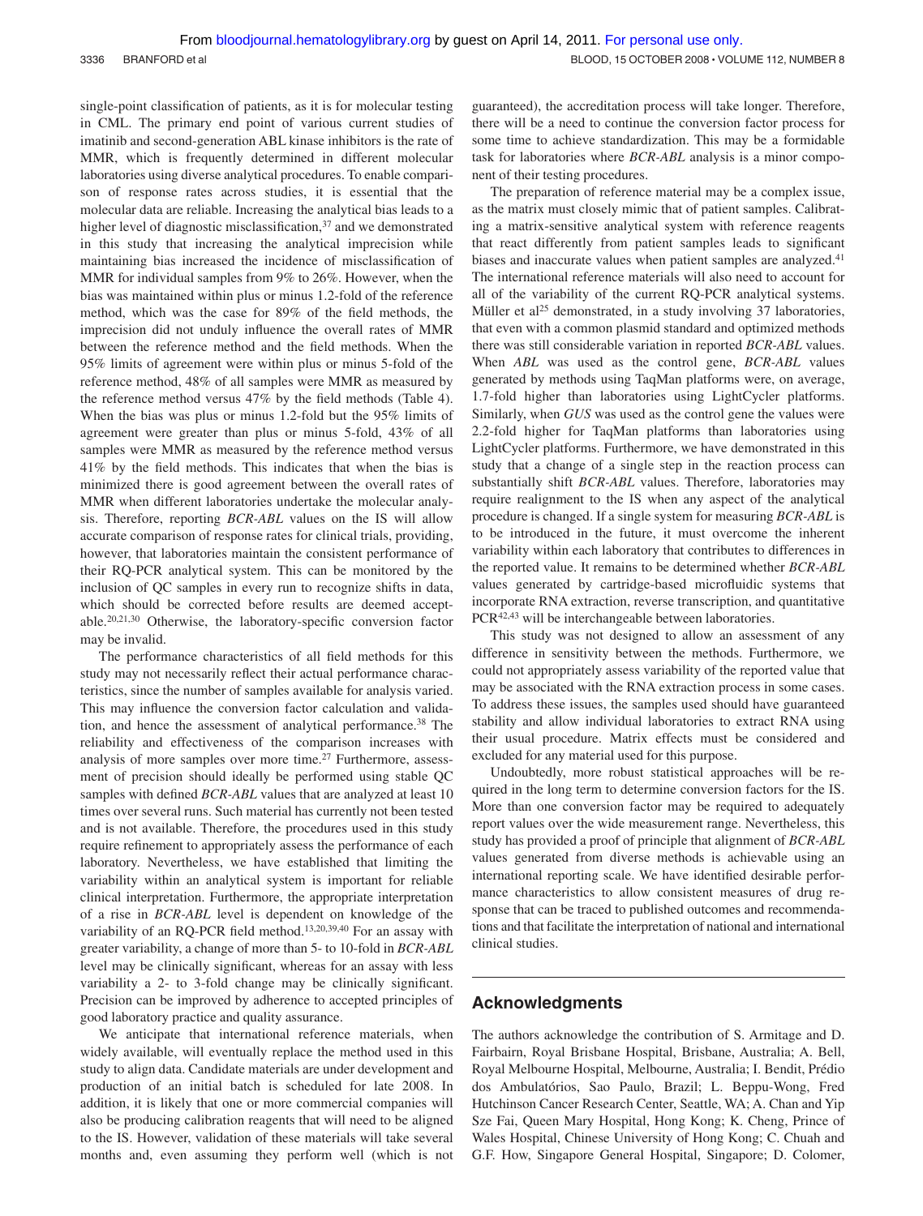single-point classification of patients, as it is for molecular testing in CML. The primary end point of various current studies of imatinib and second-generation ABL kinase inhibitors is the rate of MMR, which is frequently determined in different molecular laboratories using diverse analytical procedures. To enable comparison of response rates across studies, it is essential that the molecular data are reliable. Increasing the analytical bias leads to a higher level of diagnostic misclassification,[37] and we demonstrated in this study that increasing the analytical imprecision while maintaining bias increased the incidence of misclassification of MMR for individual samples from 9% to 26%. However, when the bias was maintained within plus or minus 1.2-fold of the reference method, which was the case for 89% of the field methods, the imprecision did not unduly influence the overall rates of MMR between the reference method and the field methods. When the 95% limits of agreement were within plus or minus 5-fold of the reference method, 48% of all samples were MMR as measured by the reference method versus 47% by the field methods (Table 4). When the bias was plus or minus 1.2-fold but the 95% limits of agreement were greater than plus or minus 5-fold, 43% of all samples were MMR as measured by the reference method versus 41% by the field methods. This indicates that when the bias is minimized there is good agreement between the overall rates of MMR when different laboratories undertake the molecular analysis. Therefore, reporting *BCR-ABL* values on the IS will allow accurate comparison of response rates for clinical trials, providing, however, that laboratories maintain the consistent performance of their RQ-PCR analytical system. This can be monitored by the inclusion of QC samples in every run to recognize shifts in data, which should be corrected before results are deemed acceptable.[20,21,30] Otherwise, the laboratory-specific conversion factor may be invalid.

The performance characteristics of all field methods for this study may not necessarily reflect their actual performance characteristics, since the number of samples available for analysis varied. This may influence the conversion factor calculation and validation, and hence the assessment of analytical performance.[38] The reliability and effectiveness of the comparison increases with analysis of more samples over more time.[27] Furthermore, assessment of precision should ideally be performed using stable QC samples with defined *BCR-ABL* values that are analyzed at least 10 times over several runs. Such material has currently not been tested and is not available. Therefore, the procedures used in this study require refinement to appropriately assess the performance of each laboratory. Nevertheless, we have established that limiting the variability within an analytical system is important for reliable clinical interpretation. Furthermore, the appropriate interpretation of a rise in *BCR-ABL* level is dependent on knowledge of the variability of an RQ-PCR field method.[13,20,39,40] For an assay with greater variability, a change of more than 5- to 10-fold in *BCR-ABL* level may be clinically significant, whereas for an assay with less variability a 2- to 3-fold change may be clinically significant. Precision can be improved by adherence to accepted principles of good laboratory practice and quality assurance.

We anticipate that international reference materials, when widely available, will eventually replace the method used in this study to align data. Candidate materials are under development and production of an initial batch is scheduled for late 2008. In addition, it is likely that one or more commercial companies will also be producing calibration reagents that will need to be aligned to the IS. However, validation of these materials will take several months and, even assuming they perform well (which is not guaranteed), the accreditation process will take longer. Therefore, there will be a need to continue the conversion factor process for some time to achieve standardization. This may be a formidable task for laboratories where *BCR-ABL* analysis is a minor component of their testing procedures.

The preparation of reference material may be a complex issue, as the matrix must closely mimic that of patient samples. Calibrating a matrix-sensitive analytical system with reference reagents that react differently from patient samples leads to significant biases and inaccurate values when patient samples are analyzed.[41] The international reference materials will also need to account for all of the variability of the current RQ-PCR analytical systems. Müller et al[25] demonstrated, in a study involving 37 laboratories, that even with a common plasmid standard and optimized methods there was still considerable variation in reported *BCR-ABL* values. When *ABL* was used as the control gene, *BCR-ABL* values generated by methods using TaqMan platforms were, on average, 1.7-fold higher than laboratories using LightCycler platforms. Similarly, when *GUS* was used as the control gene the values were 2.2-fold higher for TaqMan platforms than laboratories using LightCycler platforms. Furthermore, we have demonstrated in this study that a change of a single step in the reaction process can substantially shift *BCR-ABL* values. Therefore, laboratories may require realignment to the IS when any aspect of the analytical procedure is changed. If a single system for measuring *BCR-ABL* is to be introduced in the future, it must overcome the inherent variability within each laboratory that contributes to differences in the reported value. It remains to be determined whether *BCR-ABL* values generated by cartridge-based microfluidic systems that incorporate RNA extraction, reverse transcription, and quantitative PCR[42,43] will be interchangeable between laboratories.

This study was not designed to allow an assessment of any difference in sensitivity between the methods. Furthermore, we could not appropriately assess variability of the reported value that may be associated with the RNA extraction process in some cases. To address these issues, the samples used should have guaranteed stability and allow individual laboratories to extract RNA using their usual procedure. Matrix effects must be considered and excluded for any material used for this purpose.

Undoubtedly, more robust statistical approaches will be required in the long term to determine conversion factors for the IS. More than one conversion factor may be required to adequately report values over the wide measurement range. Nevertheless, this study has provided a proof of principle that alignment of *BCR-ABL* values generated from diverse methods is achievable using an international reporting scale. We have identified desirable performance characteristics to allow consistent measures of drug response that can be traced to published outcomes and recommendations and that facilitate the interpretation of national and international clinical studies.

## Acknowledgments

The authors acknowledge the contribution of S. Armitage and D. Fairbairn, Royal Brisbane Hospital, Brisbane, Australia; A. Bell, Royal Melbourne Hospital, Melbourne, Australia; I. Bendit, Prédio dos Ambulatórios, Sao Paulo, Brazil; L. Beppu-Wong, Fred Hutchinson Cancer Research Center, Seattle, WA; A. Chan and Yip Sze Fai, Queen Mary Hospital, Hong Kong; K. Cheng, Prince of Wales Hospital, Chinese University of Hong Kong; C. Chuah and G.F. How, Singapore General Hospital, Singapore; D. Colomer,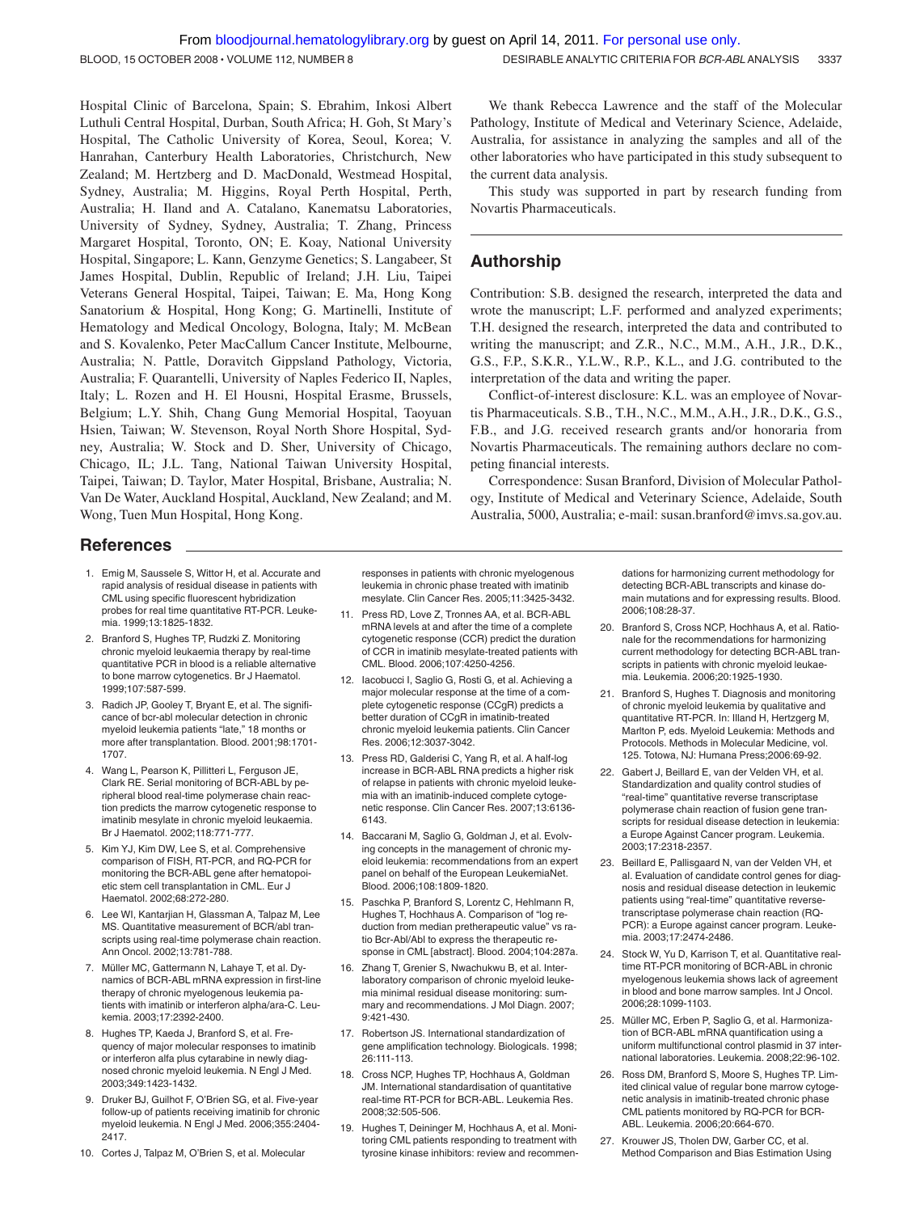Hospital Clinic of Barcelona, Spain; S. Ebrahim, Inkosi Albert Luthuli Central Hospital, Durban, South Africa; H. Goh, St Mary's Hospital, The Catholic University of Korea, Seoul, Korea; V. Hanrahan, Canterbury Health Laboratories, Christchurch, New Zealand; M. Hertzberg and D. MacDonald, Westmead Hospital, Sydney, Australia; M. Higgins, Royal Perth Hospital, Perth, Australia; H. Iland and A. Catalano, Kanematsu Laboratories, University of Sydney, Sydney, Australia; T. Zhang, Princess Margaret Hospital, Toronto, ON; E. Koay, National University Hospital, Singapore; L. Kann, Genzyme Genetics; S. Langabeer, St James Hospital, Dublin, Republic of Ireland; J.H. Liu, Taipei Veterans General Hospital, Taipei, Taiwan; E. Ma, Hong Kong Sanatorium & Hospital, Hong Kong; G. Martinelli, Institute of Hematology and Medical Oncology, Bologna, Italy; M. McBean and S. Kovalenko, Peter MacCallum Cancer Institute, Melbourne, Australia; N. Pattle, Doravitch Gippsland Pathology, Victoria, Australia; F. Quarantelli, University of Naples Federico II, Naples, Italy; L. Rozen and H. El Housni, Hospital Erasme, Brussels, Belgium; L.Y. Shih, Chang Gung Memorial Hospital, Taoyuan Hsien, Taiwan; W. Stevenson, Royal North Shore Hospital, Sydney, Australia; W. Stock and D. Sher, University of Chicago, Chicago, IL; J.L. Tang, National Taiwan University Hospital, Taipei, Taiwan; D. Taylor, Mater Hospital, Brisbane, Australia; N. Van De Water, Auckland Hospital, Auckland, New Zealand; and M. Wong, Tuen Mun Hospital, Hong Kong.

We thank Rebecca Lawrence and the staff of the Molecular Pathology, Institute of Medical and Veterinary Science, Adelaide, Australia, for assistance in analyzing the samples and all of the other laboratories who have participated in this study subsequent to the current data analysis.

This study was supported in part by research funding from Novartis Pharmaceuticals.

## Authorship

Contribution: S.B. designed the research, interpreted the data and wrote the manuscript; L.F. performed and analyzed experiments; T.H. designed the research, interpreted the data and contributed to writing the manuscript; and Z.R., N.C., M.M., A.H., J.R., D.K., G.S., F.P., S.K.R., Y.L.W., R.P., K.L., and J.G. contributed to the interpretation of the data and writing the paper.

Conflict-of-interest disclosure: K.L. was an employee of Novartis Pharmaceuticals. S.B., T.H., N.C., M.M., A.H., J.R., D.K., G.S., F.B., and J.G. received research grants and/or honoraria from Novartis Pharmaceuticals. The remaining authors declare no competing financial interests.

Correspondence: Susan Branford, Division of Molecular Pathology, Institute of Medical and Veterinary Science, Adelaide, South Australia, 5000, Australia; e-mail: susan.branford@imvs.sa.gov.au.

## References

1. Emig M, Saussele S, Wittor H, et al. Accurate and rapid analysis of residual disease in patients with CML using specific fluorescent hybridization probes for real time quantitative RT-PCR. Leukemia. 1999;13:1825-1832.
2. Branford S, Hughes TP, Rudzki Z. Monitoring chronic myeloid leukaemia therapy by real-time quantitative PCR in blood is a reliable alternative to bone marrow cytogenetics. Br J Haematol. 1999;107:587-599.
3. Radich JP, Gooley T, Bryant E, et al. The significance of bcr-abl molecular detection in chronic myeloid leukemia patients "late," 18 months or more after transplantation. Blood. 2001;98:1701-1707.
4. Wang L, Pearson K, Pillitteri L, Ferguson JE, Clark RE. Serial monitoring of BCR-ABL by peripheral blood real-time polymerase chain reaction predicts the marrow cytogenetic response to imatinib mesylate in chronic myeloid leukaemia. Br J Haematol. 2002;118:771-777.
5. Kim YJ, Kim DW, Lee S, et al. Comprehensive comparison of FISH, RT-PCR, and RQ-PCR for monitoring the BCR-ABL gene after hematopoietic stem cell transplantation in CML. Eur J Haematol. 2002;68:272-280.
6. Lee WI, Kantarjian H, Glassman A, Talpaz M, Lee MS. Quantitative measurement of BCR/abl transcripts using real-time polymerase chain reaction. Ann Oncol. 2002;13:781-788.
7. Müller MC, Gattermann N, Lahaye T, et al. Dynamics of BCR-ABL mRNA expression in first-line therapy of chronic myelogenous leukemia patients with imatinib or interferon alpha/ara-C. Leukemia. 2003;17:2392-2400.
8. Hughes TP, Kaeda J, Branford S, et al. Frequency of major molecular responses to imatinib or interferon alfa plus cytarabine in newly diagnosed chronic myeloid leukemia. N Engl J Med. 2003;349:1423-1432.
9. Druker BJ, Guilhot F, O'Brien SG, et al. Five-year follow-up of patients receiving imatinib for chronic myeloid leukemia. N Engl J Med. 2006;355:2404-2417.
10. Cortes J, Talpaz M, O'Brien S, et al. Molecular responses in patients with chronic myelogenous leukemia in chronic phase treated with imatinib mesylate. Clin Cancer Res. 2005;11:3425-3432.
11. Press RD, Love Z, Tronnes AA, et al. BCR-ABL mRNA levels at and after the time of a complete cytogenetic response (CCR) predict the duration of CCR in imatinib mesylate-treated patients with CML. Blood. 2006;107:4250-4256.
12. Iacobucci I, Saglio G, Rosti G, et al. Achieving a major molecular response at the time of a complete cytogenetic response (CCgR) predicts a better duration of CCgR in imatinib-treated chronic myeloid leukemia patients. Clin Cancer Res. 2006;12:3037-3042.
13. Press RD, Galderisi C, Yang R, et al. A half-log increase in BCR-ABL RNA predicts a higher risk of relapse in patients with chronic myeloid leukemia with an imatinib-induced complete cytogenetic response. Clin Cancer Res. 2007;13:6136-6143.
14. Baccarani M, Saglio G, Goldman J, et al. Evolving concepts in the management of chronic myeloid leukemia: recommendations from an expert panel on behalf of the European LeukemiaNet. Blood. 2006;108:1809-1820.
15. Paschka P, Branford S, Lorentz C, Hehlmann R, Hughes TP, Hochhaus A. Comparison of "log reduction from median pretherapeutic value" vs ratio Bcr-Abl/Abl to express the therapeutic response in CML [abstract]. Blood. 2004;104:287a.
16. Zhang T, Grenier S, Nwachukwu B, et al. Interlaboratory comparison of chronic myeloid leukemia minimal residual disease monitoring: summary and recommendations. J Mol Diagn. 2007;9:421-430.
17. Robertson JS. International standardization of gene amplification technology. Biologicals. 1998;26:111-113.
18. Cross NCP, Hughes TP, Hochhaus A, Goldman JM. International standardisation of quantitative real-time RT-PCR for BCR-ABL. Leukemia Res. 2008;32:505-506.
19. Hughes T, Deininger M, Hochhaus A, et al. Monitoring CML patients responding to treatment with tyrosine kinase inhibitors: review and recommendations for harmonizing current methodology for detecting BCR-ABL transcripts and kinase domain mutations and for expressing results. Blood. 2006;108:28-37.
20. Branford S, Cross NCP, Hochhaus A, et al. Rationale for the recommendations for harmonizing current methodology for detecting BCR-ABL transcripts in patients with chronic myeloid leukaemia. Leukemia. 2006;20:1925-1930.
21. Branford S, Hughes T. Diagnosis and monitoring of chronic myeloid leukemia by qualitative and quantitative RT-PCR. In: Illand H, Hertzgerg M, Marlton P, eds. Myeloid Leukemia: Methods and Protocols. Methods in Molecular Medicine, vol. 125. Totowa, NJ: Humana Press;2006:69-92.
22. Gabert J, Beillard E, van der Velden VH, et al. Standardization and quality control studies of "real-time" quantitative reverse transcriptase polymerase chain reaction of fusion gene transcripts for residual disease detection in leukemia: a Europe Against Cancer program. Leukemia. 2003;17:2318-2357.
23. Beillard E, Pallisgaard N, van der Velden VH, et al. Evaluation of candidate control genes for diagnosis and residual disease detection in leukemic patients using "real-time" quantitative reverse-transcriptase polymerase chain reaction (RQ-PCR): a Europe against cancer program. Leukemia. 2003;17:2474-2486.
24. Stock W, Yu D, Karrison T, et al. Quantitative real-time RT-PCR monitoring of BCR-ABL in chronic myelogenous leukemia shows lack of agreement in blood and bone marrow samples. Int J Oncol. 2006;28:1099-1103.
25. Müller MC, Erben P, Saglio G, et al. Harmonization of BCR-ABL mRNA quantification using a uniform multifunctional control plasmid in 37 international laboratories. Leukemia. 2008;22:96-102.
26. Ross DM, Branford S, Moore S, Hughes TP. Limited clinical value of regular bone marrow cytogenetic analysis in imatinib-treated chronic phase CML patients monitored by RQ-PCR for BCR-ABL. Leukemia. 2006;20:664-670.
27. Krouwer JS, Tholen DW, Garber CC, et al. Method Comparison and Bias Estimation Using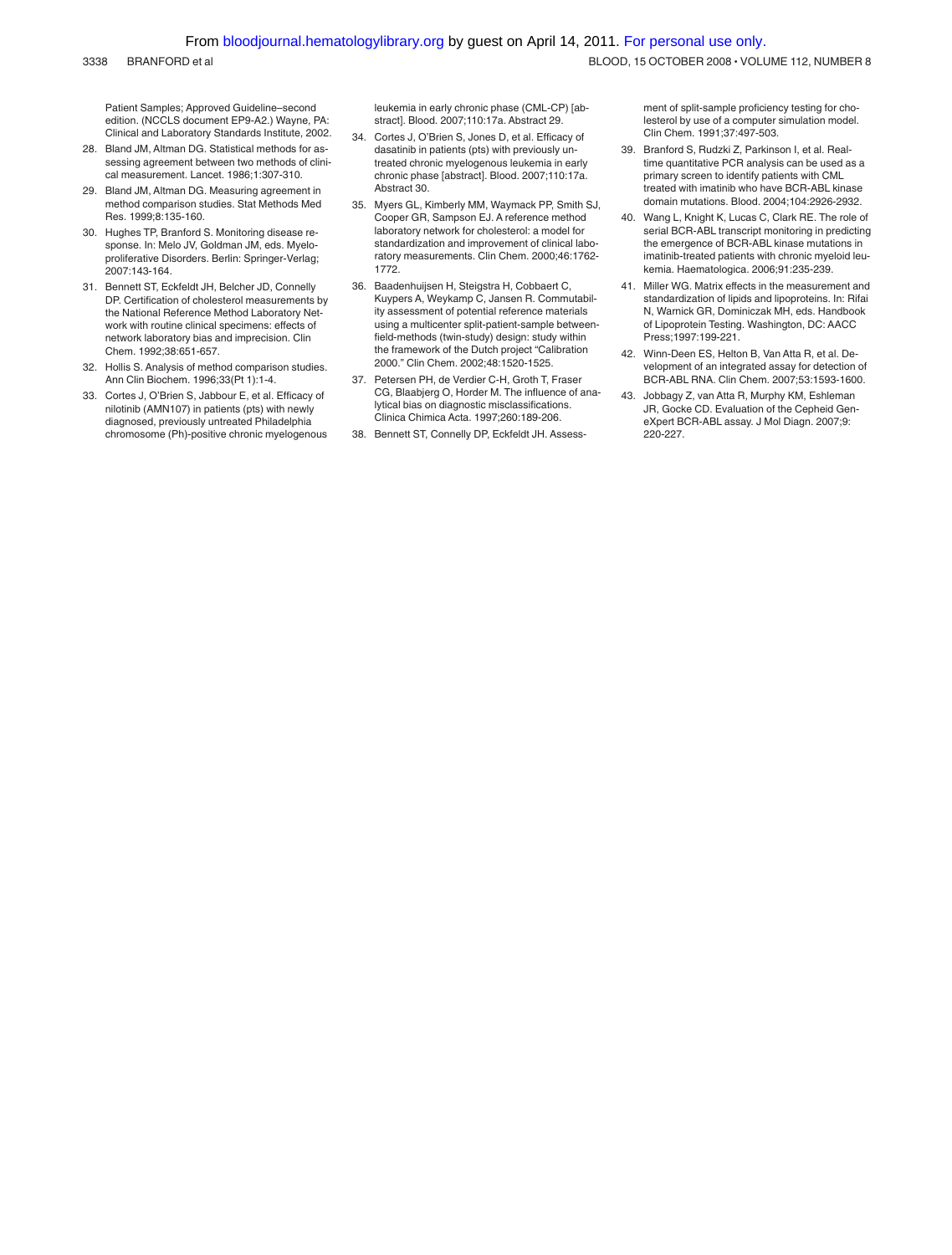Patient Samples; Approved Guideline–second edition. (NCCLS document EP9-A2.) Wayne, PA: Clinical and Laboratory Standards Institute, 2002.

28. Bland JM, Altman DG. Statistical methods for assessing agreement between two methods of clinical measurement. Lancet. 1986;1:307-310.
29. Bland JM, Altman DG. Measuring agreement in method comparison studies. Stat Methods Med Res. 1999;8:135-160.
30. Hughes TP, Branford S. Monitoring disease response. In: Melo JV, Goldman JM, eds. Myeloproliferative Disorders. Berlin: Springer-Verlag; 2007:143-164.
31. Bennett ST, Eckfeldt JH, Belcher JD, Connelly DP. Certification of cholesterol measurements by the National Reference Method Laboratory Network with routine clinical specimens: effects of network laboratory bias and imprecision. Clin Chem. 1992;38:651-657.
32. Hollis S. Analysis of method comparison studies. Ann Clin Biochem. 1996;33(Pt 1):1-4.
33. Cortes J, O'Brien S, Jabbour E, et al. Efficacy of nilotinib (AMN107) in patients (pts) with newly diagnosed, previously untreated Philadelphia chromosome (Ph)-positive chronic myelogenous leukemia in early chronic phase (CML-CP) [abstract]. Blood. 2007;110:17a. Abstract 29.
34. Cortes J, O'Brien S, Jones D, et al. Efficacy of dasatinib in patients (pts) with previously untreated chronic myelogenous leukemia in early chronic phase [abstract]. Blood. 2007;110:17a. Abstract 30.
35. Myers GL, Kimberly MM, Waymack PP, Smith SJ, Cooper GR, Sampson EJ. A reference method laboratory network for cholesterol: a model for standardization and improvement of clinical laboratory measurements. Clin Chem. 2000;46:1762-1772.
36. Baadenhuijsen H, Steigstra H, Cobbaert C, Kuypers A, Weykamp C, Jansen R. Commutability assessment of potential reference materials using a multicenter split-patient-sample between-field-methods (twin-study) design: study within the framework of the Dutch project "Calibration 2000." Clin Chem. 2002;48:1520-1525.
37. Petersen PH, de Verdier C-H, Groth T, Fraser CG, Blaabjerg O, Horder M. The influence of analytical bias on diagnostic misclassifications. Clinica Chimica Acta. 1997;260:189-206.
38. Bennett ST, Connelly DP, Eckfeldt JH. Assessment of split-sample proficiency testing for cholesterol by use of a computer simulation model. Clin Chem. 1991;37:497-503.
39. Branford S, Rudzki Z, Parkinson I, et al. Real-time quantitative PCR analysis can be used as a primary screen to identify patients with CML treated with imatinib who have BCR-ABL kinase domain mutations. Blood. 2004;104:2926-2932.
40. Wang L, Knight K, Lucas C, Clark RE. The role of serial BCR-ABL transcript monitoring in predicting the emergence of BCR-ABL kinase mutations in imatinib-treated patients with chronic myeloid leukemia. Haematologica. 2006;91:235-239.
41. Miller WG. Matrix effects in the measurement and standardization of lipids and lipoproteins. In: Rifai N, Warnick GR, Dominiczak MH, eds. Handbook of Lipoprotein Testing. Washington, DC: AACC Press;1997:199-221.
42. Winn-Deen ES, Helton B, Van Atta R, et al. Development of an integrated assay for detection of BCR-ABL RNA. Clin Chem. 2007;53:1593-1600.
43. Jobbagy Z, van Atta R, Murphy KM, Eshleman JR, Gocke CD. Evaluation of the Cepheid GeneXpert BCR-ABL assay. J Mol Diagn. 2007;9:220-227.